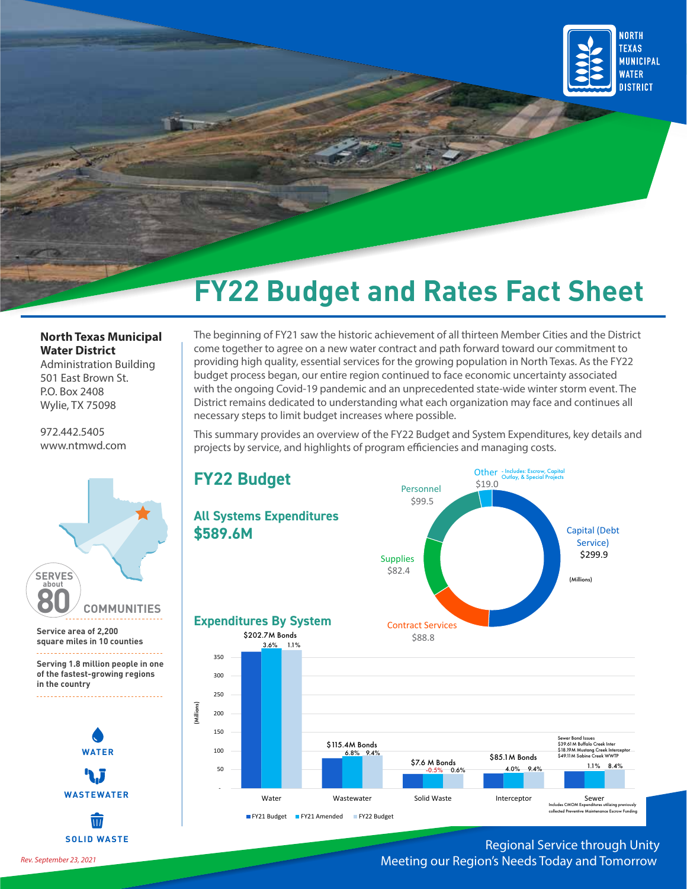# FY22 Budget and Rates Fact Sheet

**North Texas Municipal Water District**
Administration Building
501 East Brown St.
P.O. Box 2408
Wylie, TX 75098

972.442.5405
www.ntmwd.com

SERVES about 80 COMMUNITIES

Service area of 2,200 square miles in 10 counties

Serving 1.8 million people in one of the fastest-growing regions in the country

WATER

WASTEWATER

SOLID WASTE

The beginning of FY21 saw the historic achievement of all thirteen Member Cities and the District come together to agree on a new water contract and path forward toward our commitment to providing high quality, essential services for the growing population in North Texas. As the FY22 budget process began, our entire region continued to face economic uncertainty associated with the ongoing Covid-19 pandemic and an unprecedented state-wide winter storm event. The District remains dedicated to understanding what each organization may face and continues all necessary steps to limit budget increases where possible.

This summary provides an overview of the FY22 Budget and System Expenditures, key details and projects by service, and highlights of program efficiencies and managing costs.

## FY22 Budget

### All Systems Expenditures

**$589.6M**

| Category | Amount (Millions) |
| --- | --- |
| Capital (Debt Service) | $299.9 |
| Contract Services | $88.8 |
| Supplies | $82.4 |
| Personnel | $99.5 |
| Other - Includes: Escrow, Capital Outlay, & Special Projects | $19.0 |

### Expenditures By System

| System | Bonds | FY21 Amended change | FY22 Budget change |
| --- | --- | --- | --- |
| Water | $202.7M Bonds | 3.6% | 1.1% |
| Wastewater | $115.4M Bonds | 6.8% | 9.4% |
| Solid Waste | $7.6 M Bonds | -0.5% | 0.6% |
| Interceptor | $85.1M Bonds | 4.0% | 9.4% |
| Sewer | Sewer Bond Issues: $39.61M Buffalo Creek Inter; $18.19M Mustang Creek Interceptor; $49.11M Sabine Creek WWTP | 1.1% | 8.4% |

(Millions) Legend: FY21 Budget, FY21 Amended, FY22 Budget

Sewer: Includes CMOM Expenditures utilizing previously collected Preventive Maintenance Escrow Funding

Regional Service through Unity
Meeting our Region's Needs Today and Tomorrow

*Rev. September 23, 2021*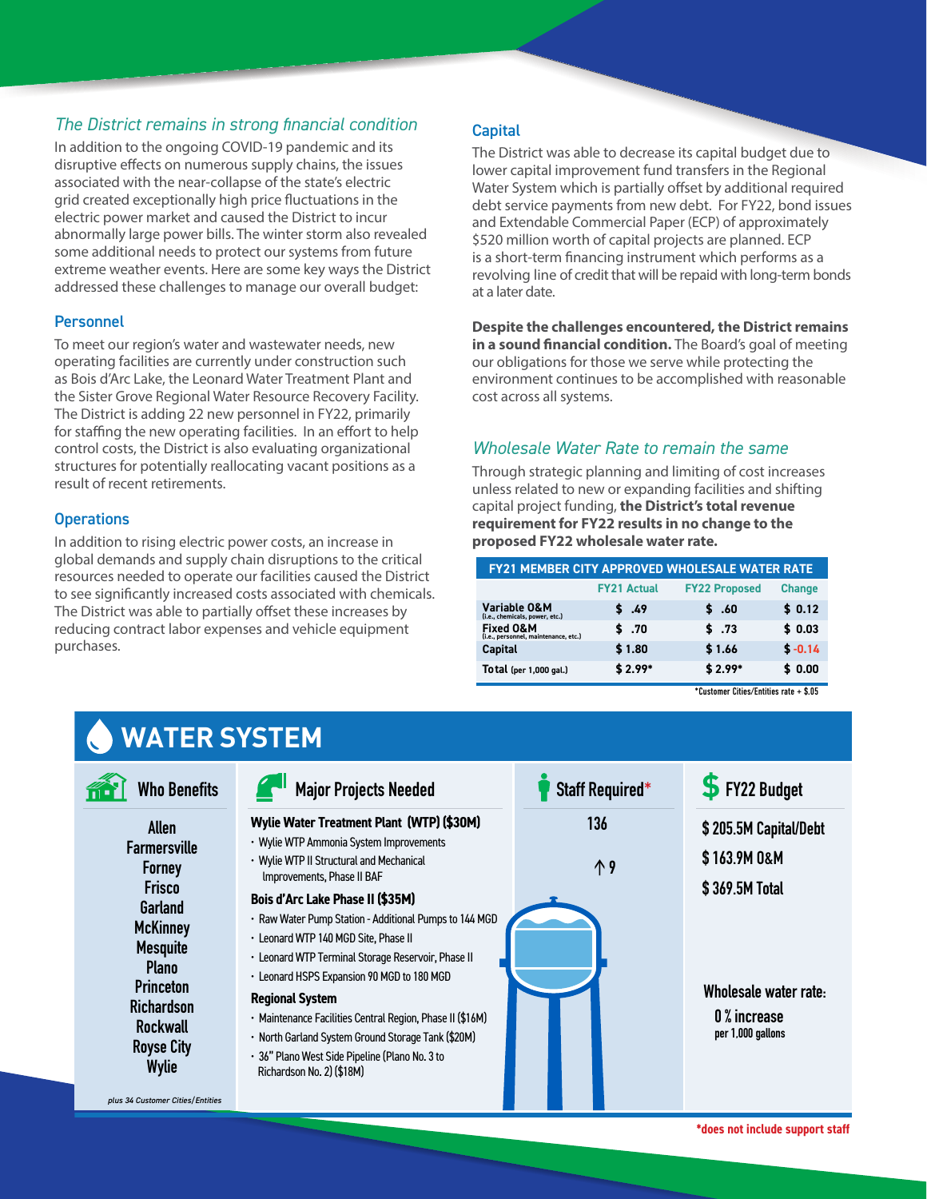## *The District remains in strong financial condition*

In addition to the ongoing COVID-19 pandemic and its disruptive effects on numerous supply chains, the issues associated with the near-collapse of the state's electric grid created exceptionally high price fluctuations in the electric power market and caused the District to incur abnormally large power bills. The winter storm also revealed some additional needs to protect our systems from future extreme weather events. Here are some key ways the District addressed these challenges to manage our overall budget:

### Personnel

To meet our region's water and wastewater needs, new operating facilities are currently under construction such as Bois d'Arc Lake, the Leonard Water Treatment Plant and the Sister Grove Regional Water Resource Recovery Facility. The District is adding 22 new personnel in FY22, primarily for staffing the new operating facilities. In an effort to help control costs, the District is also evaluating organizational structures for potentially reallocating vacant positions as a result of recent retirements.

### Operations

In addition to rising electric power costs, an increase in global demands and supply chain disruptions to the critical resources needed to operate our facilities caused the District to see significantly increased costs associated with chemicals. The District was able to partially offset these increases by reducing contract labor expenses and vehicle equipment purchases.

### Capital

The District was able to decrease its capital budget due to lower capital improvement fund transfers in the Regional Water System which is partially offset by additional required debt service payments from new debt. For FY22, bond issues and Extendable Commercial Paper (ECP) of approximately $520 million worth of capital projects are planned. ECP is a short-term financing instrument which performs as a revolving line of credit that will be repaid with long-term bonds at a later date.

**Despite the challenges encountered, the District remains in a sound financial condition.** The Board's goal of meeting our obligations for those we serve while protecting the environment continues to be accomplished with reasonable cost across all systems.

## *Wholesale Water Rate to remain the same*

Through strategic planning and limiting of cost increases unless related to new or expanding facilities and shifting capital project funding, **the District's total revenue requirement for FY22 results in no change to the proposed FY22 wholesale water rate.**

**FY21 MEMBER CITY APPROVED WHOLESALE WATER RATE**

| | FY21 Actual | FY22 Proposed | Change |
|---|---|---|---|
| Variable O&M (i.e., chemicals, power, etc.) | $ .49 | $ .60 | $ 0.12 |
| Fixed O&M (i.e., personnel, maintenance, etc.) | $ .70 | $ .73 | $ 0.03 |
| Capital | $ 1.80 | $ 1.66 | $ -0.14 |
| Total (per 1,000 gal.) | $ 2.99* | $ 2.99* | $ 0.00 |

*Customer Cities/Entities rate + $.05

# WATER SYSTEM

### Who Benefits

Allen
Farmersville
Forney
Frisco
Garland
McKinney
Mesquite
Plano
Princeton
Richardson
Rockwall
Royse City
Wylie

*plus 34 Customer Cities/Entities*

### Major Projects Needed

**Wylie Water Treatment Plant (WTP) ($30M)**

- Wylie WTP Ammonia System Improvements
- Wylie WTP II Structural and Mechanical Improvements, Phase II BAF

**Bois d'Arc Lake Phase II ($35M)**

- Raw Water Pump Station - Additional Pumps to 144 MGD
- Leonard WTP 140 MGD Site, Phase II
- Leonard WTP Terminal Storage Reservoir, Phase II
- Leonard HSPS Expansion 90 MGD to 180 MGD

**Regional System**

- Maintenance Facilities Central Region, Phase II ($16M)
- North Garland System Ground Storage Tank ($20M)
- 36" Plano West Side Pipeline (Plano No. 3 to Richardson No. 2) ($18M)

### Staff Required*

136

↑ 9

### FY22 Budget

$ 205.5M Capital/Debt

$ 163.9M O&M

$ 369.5M Total

**Wholesale water rate:**
0 % increase
per 1,000 gallons

*does not include support staff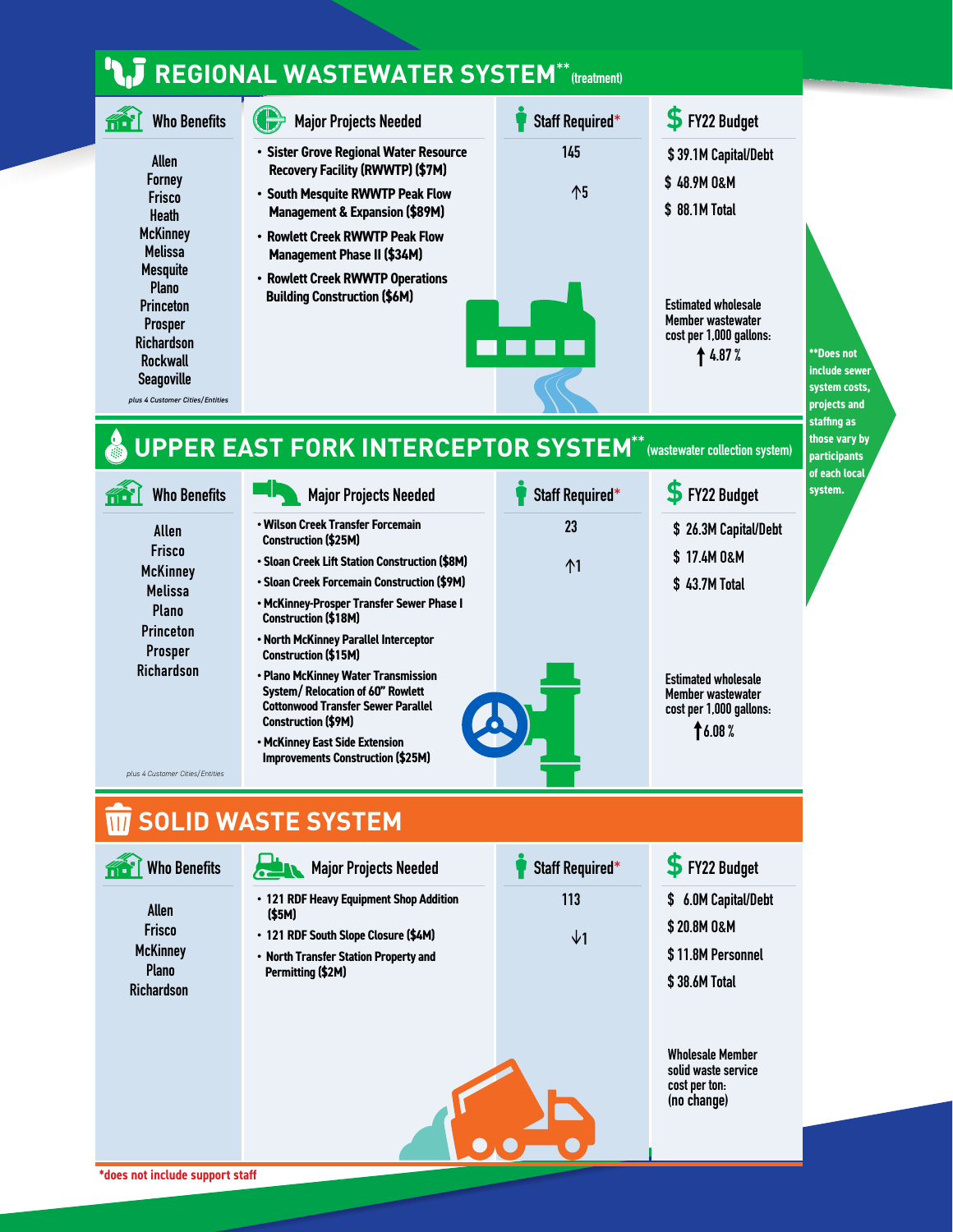## REGIONAL WASTEWATER SYSTEM** (treatment)

### Who Benefits

Allen
Forney
Frisco
Heath
McKinney
Melissa
Mesquite
Plano
Princeton
Prosper
Richardson
Rockwall
Seagoville

*plus 4 Customer Cities/Entities*

### Major Projects Needed

- Sister Grove Regional Water Resource Recovery Facility (RWWTP) ($7M)
- South Mesquite RWWTP Peak Flow Management & Expansion ($89M)
- Rowlett Creek RWWTP Peak Flow Management Phase II ($34M)
- Rowlett Creek RWWTP Operations Building Construction ($6M)

### Staff Required*

145

↑5

### FY22 Budget

$ 39.1M Capital/Debt
$ 48.9M O&M
$ 88.1M Total

Estimated wholesale Member wastewater cost per 1,000 gallons: ↑ 4.87 %

**Does not include sewer system costs, projects and staffing as those vary by participants of each local system.

## UPPER EAST FORK INTERCEPTOR SYSTEM** (wastewater collection system)

### Who Benefits

Allen
Frisco
McKinney
Melissa
Plano
Princeton
Prosper
Richardson

*plus 4 Customer Cities/Entities*

### Major Projects Needed

- Wilson Creek Transfer Forcemain Construction ($25M)
- Sloan Creek Lift Station Construction ($8M)
- Sloan Creek Forcemain Construction ($9M)
- McKinney-Prosper Transfer Sewer Phase I Construction ($18M)
- North McKinney Parallel Interceptor Construction ($15M)
- Plano McKinney Water Transmission System/ Relocation of 60" Rowlett Cottonwood Transfer Sewer Parallel Construction ($9M)
- McKinney East Side Extension Improvements Construction ($25M)

### Staff Required*

23

↑1

### FY22 Budget

$ 26.3M Capital/Debt
$ 17.4M O&M
$ 43.7M Total

Estimated wholesale Member wastewater cost per 1,000 gallons: ↑ 6.08 %

## SOLID WASTE SYSTEM

### Who Benefits

Allen
Frisco
McKinney
Plano
Richardson

### Major Projects Needed

- 121 RDF Heavy Equipment Shop Addition ($5M)
- 121 RDF South Slope Closure ($4M)
- North Transfer Station Property and Permitting ($2M)

### Staff Required*

113

↓1

### FY22 Budget

$ 6.0M Capital/Debt
$ 20.8M O&M
$ 11.8M Personnel
$ 38.6M Total

Wholesale Member solid waste service cost per ton: (no change)

*does not include support staff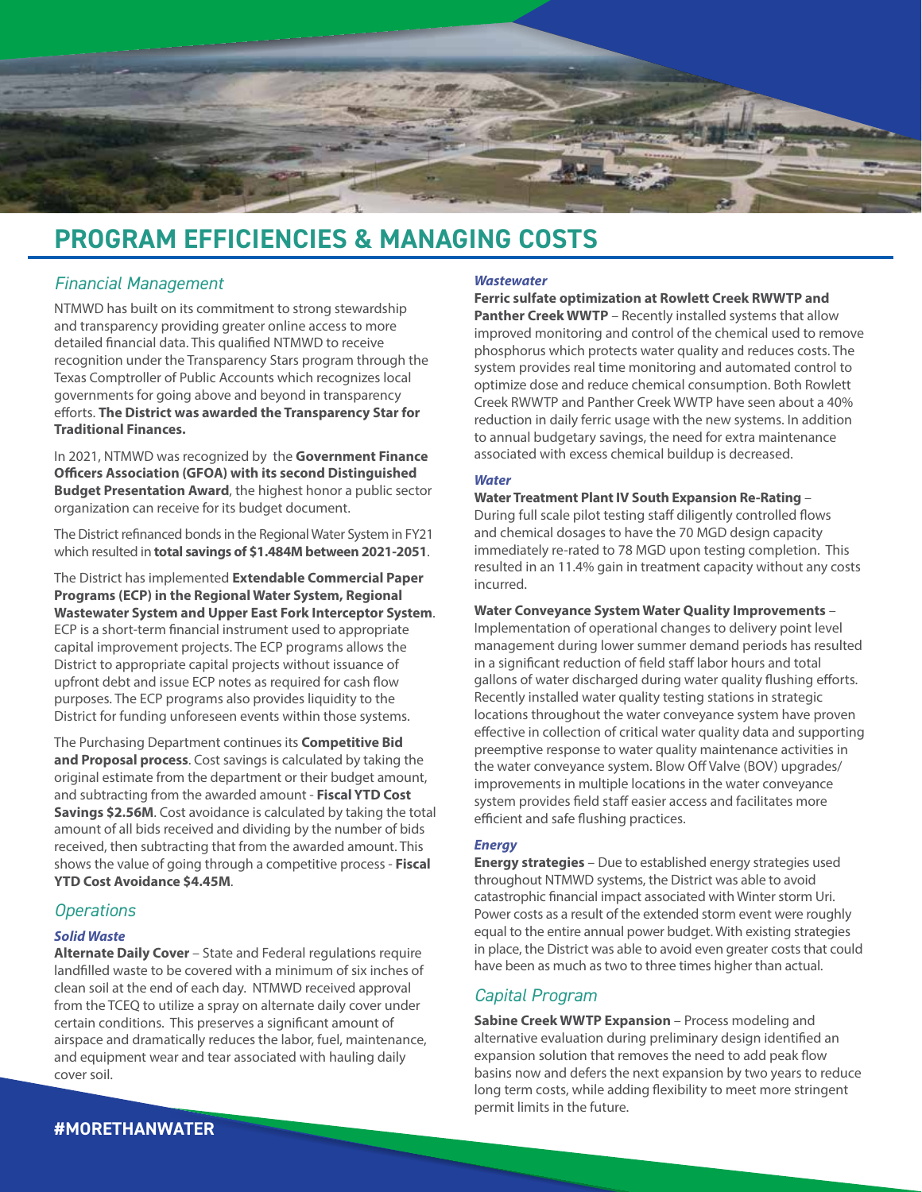# PROGRAM EFFICIENCIES & MANAGING COSTS

## *Financial Management*

NTMWD has built on its commitment to strong stewardship and transparency providing greater online access to more detailed financial data. This qualified NTMWD to receive recognition under the Transparency Stars program through the Texas Comptroller of Public Accounts which recognizes local governments for going above and beyond in transparency efforts. **The District was awarded the Transparency Star for Traditional Finances.**

In 2021, NTMWD was recognized by the **Government Finance Officers Association (GFOA) with its second Distinguished Budget Presentation Award**, the highest honor a public sector organization can receive for its budget document.

The District refinanced bonds in the Regional Water System in FY21 which resulted in **total savings of $1.484M between 2021-2051**.

The District has implemented **Extendable Commercial Paper Programs (ECP) in the Regional Water System, Regional Wastewater System and Upper East Fork Interceptor System**. ECP is a short-term financial instrument used to appropriate capital improvement projects. The ECP programs allows the District to appropriate capital projects without issuance of upfront debt and issue ECP notes as required for cash flow purposes. The ECP programs also provides liquidity to the District for funding unforeseen events within those systems.

The Purchasing Department continues its **Competitive Bid and Proposal process**. Cost savings is calculated by taking the original estimate from the department or their budget amount, and subtracting from the awarded amount - **Fiscal YTD Cost Savings $2.56M**. Cost avoidance is calculated by taking the total amount of all bids received and dividing by the number of bids received, then subtracting that from the awarded amount. This shows the value of going through a competitive process - **Fiscal YTD Cost Avoidance $4.45M**.

## *Operations*

### *Solid Waste*

**Alternate Daily Cover** – State and Federal regulations require landfilled waste to be covered with a minimum of six inches of clean soil at the end of each day. NTMWD received approval from the TCEQ to utilize a spray on alternate daily cover under certain conditions. This preserves a significant amount of airspace and dramatically reduces the labor, fuel, maintenance, and equipment wear and tear associated with hauling daily cover soil.

### *Wastewater*

**Ferric sulfate optimization at Rowlett Creek RWWTP and Panther Creek WWTP** – Recently installed systems that allow improved monitoring and control of the chemical used to remove phosphorus which protects water quality and reduces costs. The system provides real time monitoring and automated control to optimize dose and reduce chemical consumption. Both Rowlett Creek RWWTP and Panther Creek WWTP have seen about a 40% reduction in daily ferric usage with the new systems. In addition to annual budgetary savings, the need for extra maintenance associated with excess chemical buildup is decreased.

### *Water*

**Water Treatment Plant IV South Expansion Re-Rating** – During full scale pilot testing staff diligently controlled flows and chemical dosages to have the 70 MGD design capacity immediately re-rated to 78 MGD upon testing completion. This resulted in an 11.4% gain in treatment capacity without any costs incurred.

**Water Conveyance System Water Quality Improvements** – Implementation of operational changes to delivery point level management during lower summer demand periods has resulted in a significant reduction of field staff labor hours and total gallons of water discharged during water quality flushing efforts. Recently installed water quality testing stations in strategic locations throughout the water conveyance system have proven effective in collection of critical water quality data and supporting preemptive response to water quality maintenance activities in the water conveyance system. Blow Off Valve (BOV) upgrades/improvements in multiple locations in the water conveyance system provides field staff easier access and facilitates more efficient and safe flushing practices.

### *Energy*

**Energy strategies** – Due to established energy strategies used throughout NTMWD systems, the District was able to avoid catastrophic financial impact associated with Winter storm Uri. Power costs as a result of the extended storm event were roughly equal to the entire annual power budget. With existing strategies in place, the District was able to avoid even greater costs that could have been as much as two to three times higher than actual.

## *Capital Program*

**Sabine Creek WWTP Expansion** – Process modeling and alternative evaluation during preliminary design identified an expansion solution that removes the need to add peak flow basins now and defers the next expansion by two years to reduce long term costs, while adding flexibility to meet more stringent permit limits in the future.

**#MORETHANWATER**